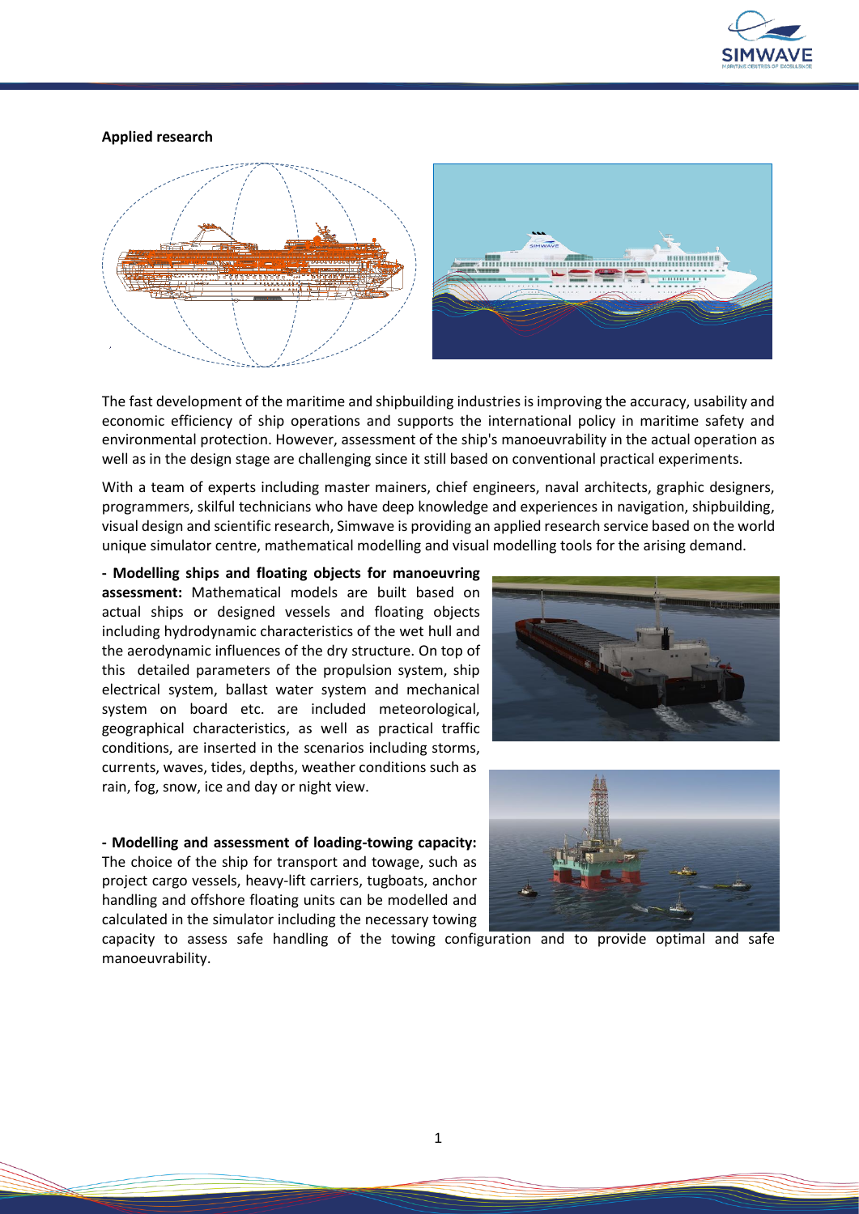**Applied research**

The fast development of the maritime and shipbuilding industries is improving the accuracy, usability and economic efficiency of ship operations and supports the international policy in maritime safety and environmental protection. However, assessment of the ship's manoeuvrability in the actual operation as well as in the design stage are challenging since it still based on conventional practical experiments.

With a team of experts including master mainers, chief engineers, naval architects, graphic designers, programmers, skilful technicians who have deep knowledge and experiences in navigation, shipbuilding, visual design and scientific research, Simwave is providing an applied research service based on the world unique simulator centre, mathematical modelling and visual modelling tools for the arising demand.

**- Modelling ships and floating objects for manoeuvring assessment:** Mathematical models are built based on actual ships or designed vessels and floating objects including hydrodynamic characteristics of the wet hull and the aerodynamic influences of the dry structure. On top of this detailed parameters of the propulsion system, ship electrical system, ballast water system and mechanical system on board etc. are included meteorological, geographical characteristics, as well as practical traffic conditions, are inserted in the scenarios including storms, currents, waves, tides, depths, weather conditions such as rain, fog, snow, ice and day or night view.

**- Modelling and assessment of loading-towing capacity:** The choice of the ship for transport and towage, such as project cargo vessels, heavy-lift carriers, tugboats, anchor handling and offshore floating units can be modelled and calculated in the simulator including the necessary towing capacity to assess safe handling of the towing configuration and to provide optimal and safe manoeuvrability.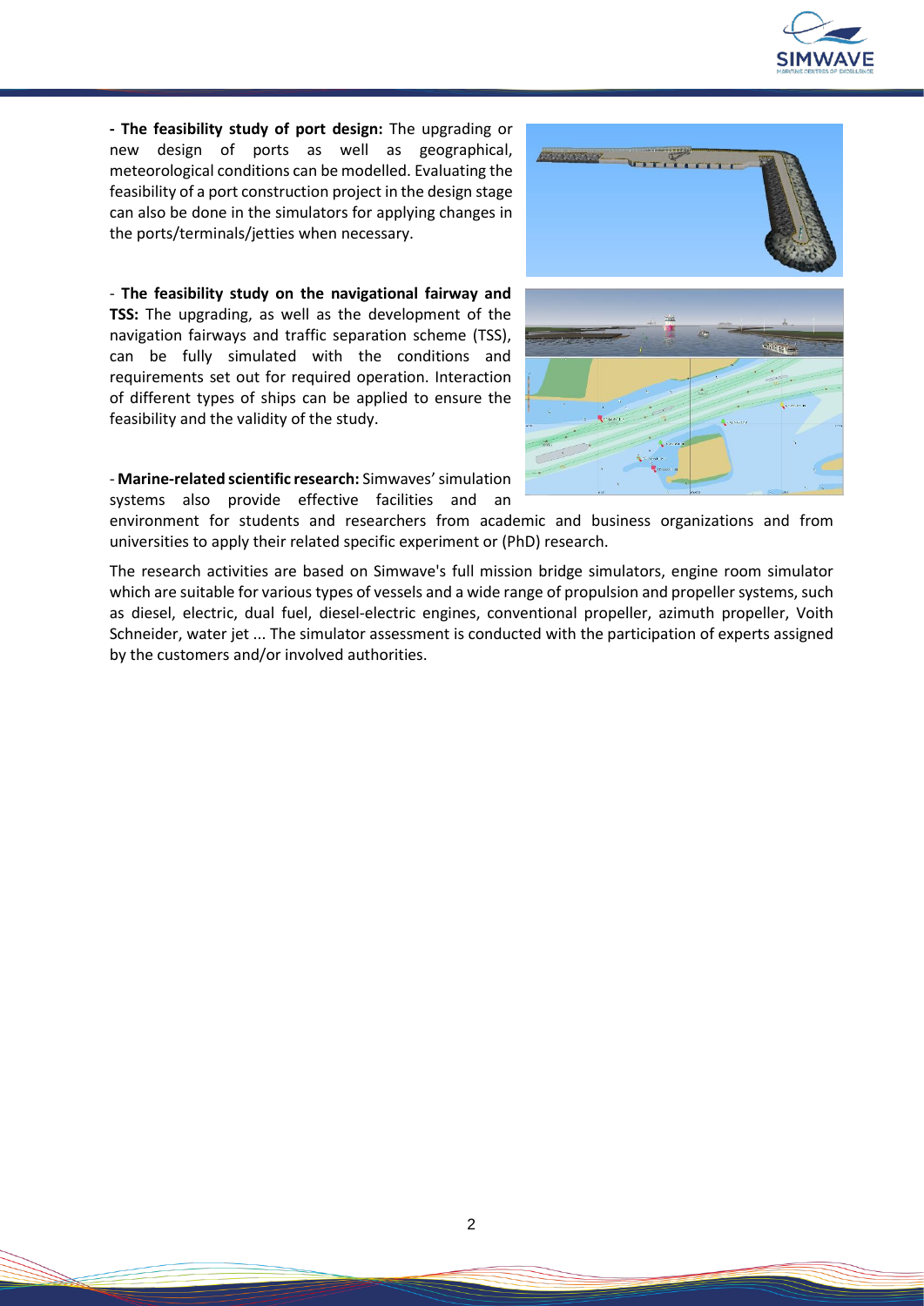**- The feasibility study of port design:** The upgrading or new design of ports as well as geographical, meteorological conditions can be modelled. Evaluating the feasibility of a port construction project in the design stage can also be done in the simulators for applying changes in the ports/terminals/jetties when necessary.

- **The feasibility study on the navigational fairway and TSS:** The upgrading, as well as the development of the navigation fairways and traffic separation scheme (TSS), can be fully simulated with the conditions and requirements set out for required operation. Interaction of different types of ships can be applied to ensure the feasibility and the validity of the study.

- **Marine-related scientific research:** Simwaves' simulation systems also provide effective facilities and an environment for students and researchers from academic and business organizations and from universities to apply their related specific experiment or (PhD) research.

The research activities are based on Simwave's full mission bridge simulators, engine room simulator which are suitable for various types of vessels and a wide range of propulsion and propeller systems, such as diesel, electric, dual fuel, diesel-electric engines, conventional propeller, azimuth propeller, Voith Schneider, water jet ... The simulator assessment is conducted with the participation of experts assigned by the customers and/or involved authorities.